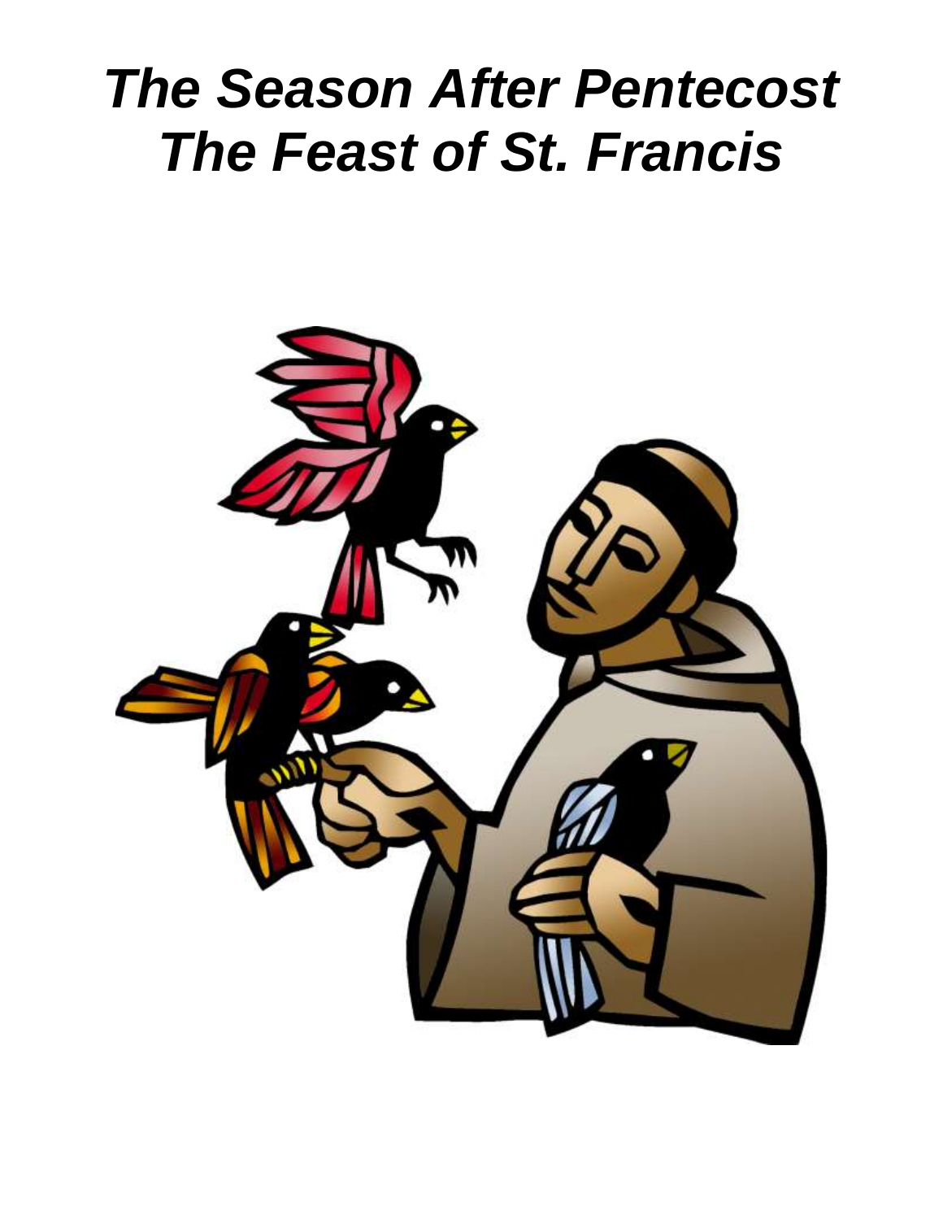# *The Season After Pentecost*
# *The Feast of St. Francis*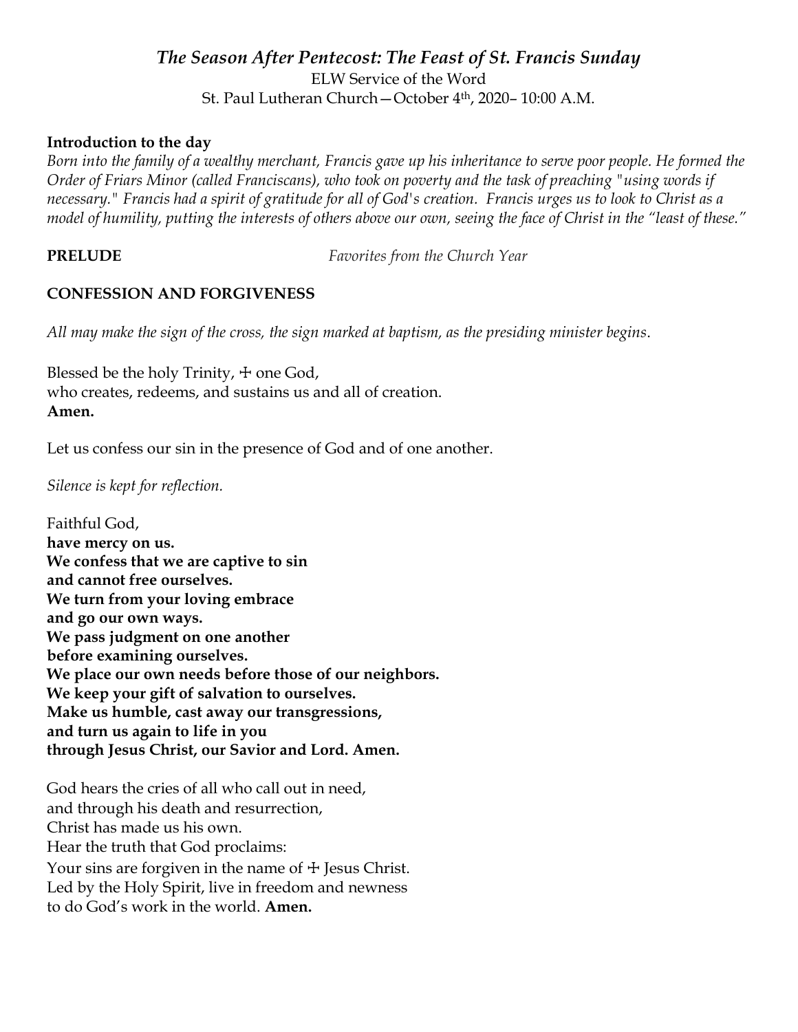## *The Season After Pentecost: The Feast of St. Francis Sunday*

ELW Service of the Word
St. Paul Lutheran Church—October 4th, 2020– 10:00 A.M.

**Introduction to the day**

*Born into the family of a wealthy merchant, Francis gave up his inheritance to serve poor people. He formed the Order of Friars Minor (called Franciscans), who took on poverty and the task of preaching "using words if necessary." Francis had a spirit of gratitude for all of God's creation. Francis urges us to look to Christ as a model of humility, putting the interests of others above our own, seeing the face of Christ in the "least of these."*

**PRELUDE** *Favorites from the Church Year*

**CONFESSION AND FORGIVENESS**

*All may make the sign of the cross, the sign marked at baptism, as the presiding minister begins.*

Blessed be the holy Trinity, ☩ one God,
who creates, redeems, and sustains us and all of creation.
**Amen.**

Let us confess our sin in the presence of God and of one another.

*Silence is kept for reflection.*

Faithful God,
**have mercy on us.**
**We confess that we are captive to sin**
**and cannot free ourselves.**
**We turn from your loving embrace**
**and go our own ways.**
**We pass judgment on one another**
**before examining ourselves.**
**We place our own needs before those of our neighbors.**
**We keep your gift of salvation to ourselves.**
**Make us humble, cast away our transgressions,**
**and turn us again to life in you**
**through Jesus Christ, our Savior and Lord. Amen.**

God hears the cries of all who call out in need,
and through his death and resurrection,
Christ has made us his own.
Hear the truth that God proclaims:
Your sins are forgiven in the name of ☩ Jesus Christ.
Led by the Holy Spirit, live in freedom and newness
to do God's work in the world. **Amen.**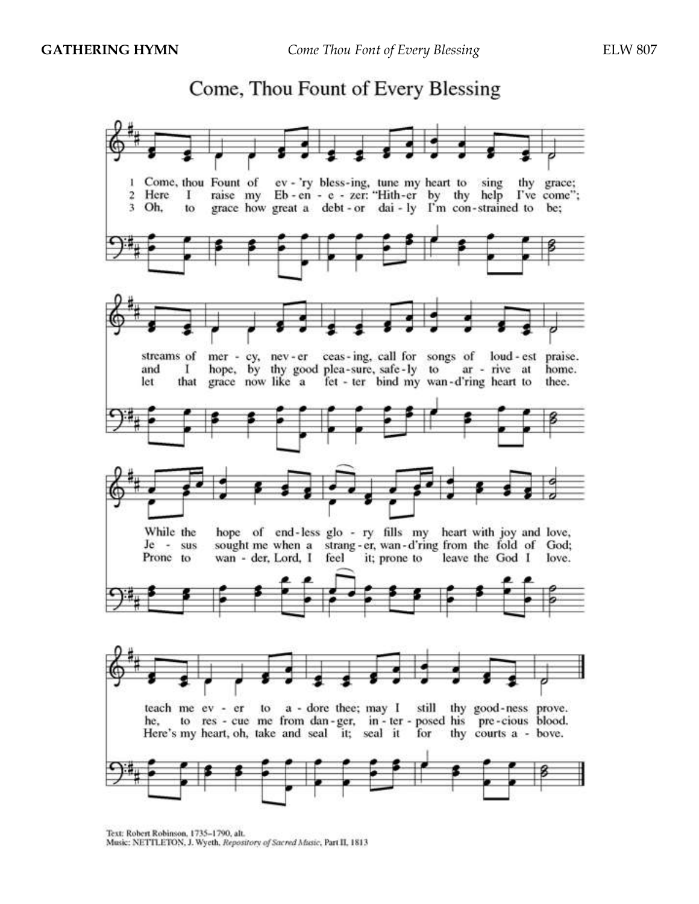**GATHERING HYMN** *Come Thou Font of Every Blessing* ELW 807

# Come, Thou Fount of Every Blessing

1 Come, thou Fount of ev-'ry bless-ing, tune my heart to sing thy grace; streams of mer-cy, nev-er ceas-ing, call for songs of loud-est praise. While the hope of end-less glo-ry fills my heart with joy and love, teach me ev-er to a-dore thee; may I still thy good-ness prove.

2 Here I raise my Eb-en-e-zer: "Hith-er by thy help I've come"; and I hope, by thy good plea-sure, safe-ly to ar-rive at home. Je-sus sought me when a strang-er, wan-d'ring from the fold of God; he, to res-cue me from dan-ger, in-ter-posed his pre-cious blood.

3 Oh, to grace how great a debt-or dai-ly I'm con-strained to be; let that grace now like a fet-ter bind my wan-d'ring heart to thee. Prone to wan-der, Lord, I feel it; prone to leave the God I love. Here's my heart, oh, take and seal it; seal it for thy courts a-bove.

Text: Robert Robinson, 1735–1790, alt.
Music: NETTLETON, J. Wyeth, *Repository of Sacred Music*, Part II, 1813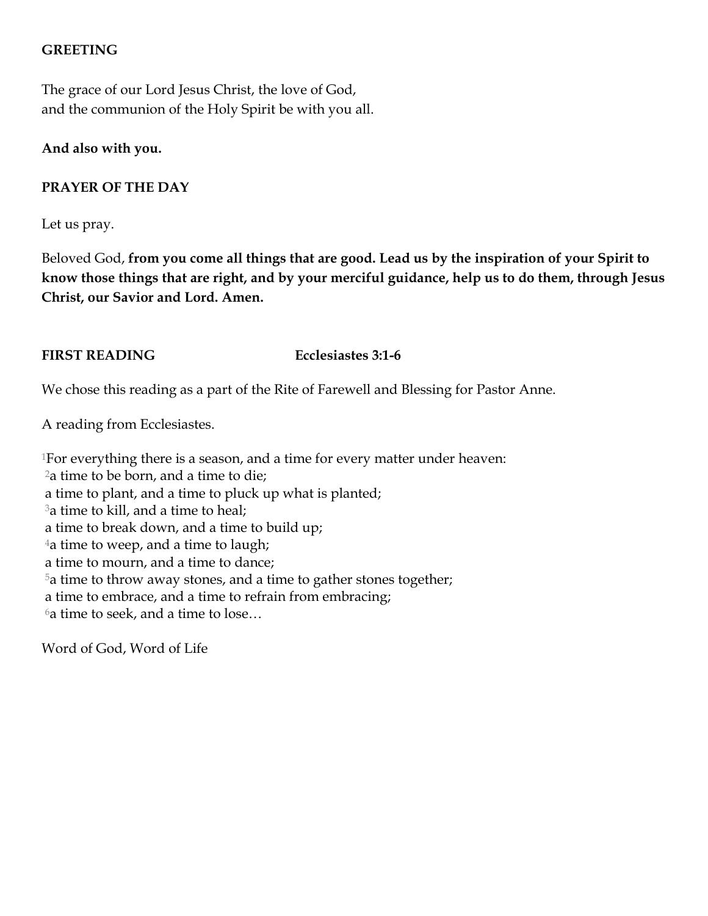**GREETING**

The grace of our Lord Jesus Christ, the love of God,
and the communion of the Holy Spirit be with you all.

**And also with you.**

**PRAYER OF THE DAY**

Let us pray.

Beloved God, **from you come all things that are good. Lead us by the inspiration of your Spirit to know those things that are right, and by your merciful guidance, help us to do them, through Jesus Christ, our Savior and Lord. Amen.**

**FIRST READING** **Ecclesiastes 3:1-6**

We chose this reading as a part of the Rite of Farewell and Blessing for Pastor Anne.

A reading from Ecclesiastes.

[1]For everything there is a season, and a time for every matter under heaven:
[2]a time to be born, and a time to die;
a time to plant, and a time to pluck up what is planted;
[3]a time to kill, and a time to heal;
a time to break down, and a time to build up;
[4]a time to weep, and a time to laugh;
a time to mourn, and a time to dance;
[5]a time to throw away stones, and a time to gather stones together;
a time to embrace, and a time to refrain from embracing;
[6]a time to seek, and a time to lose…

Word of God, Word of Life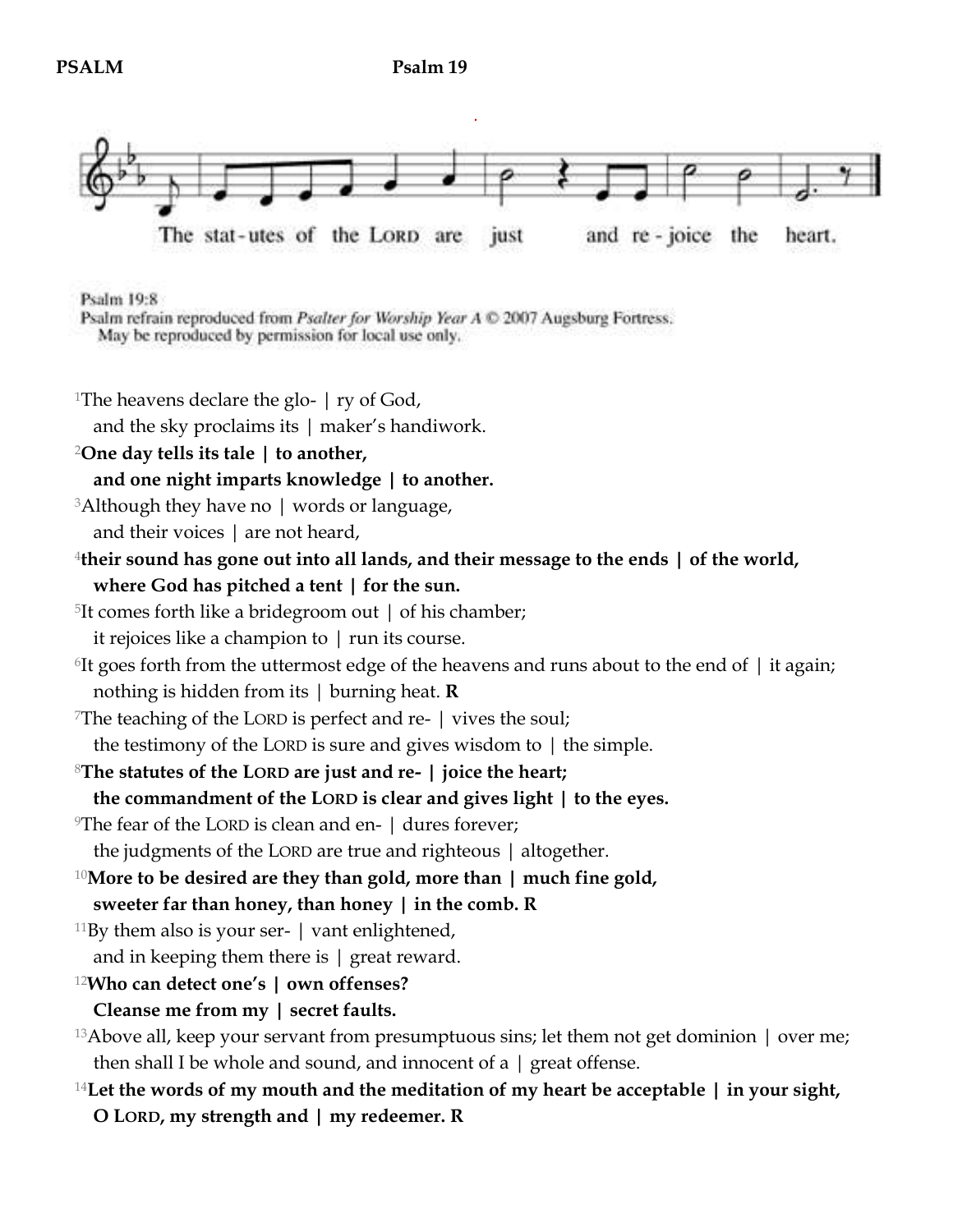**PSALM** **Psalm 19**

The stat-utes of the LORD are just and re-joice the heart.

Psalm 19:8
Psalm refrain reproduced from *Psalter for Worship Year A* © 2007 Augsburg Fortress.
May be reproduced by permission for local use only.

[1]The heavens declare the glo- | ry of God,
and the sky proclaims its | maker's handiwork.

**[2]One day tells its tale | to another,**
**and one night imparts knowledge | to another.**

[3]Although they have no | words or language,
and their voices | are not heard,

**[4]their sound has gone out into all lands, and their message to the ends | of the world,**
**where God has pitched a tent | for the sun.**

[5]It comes forth like a bridegroom out | of his chamber;
it rejoices like a champion to | run its course.

[6]It goes forth from the uttermost edge of the heavens and runs about to the end of | it again;
nothing is hidden from its | burning heat. **R**

[7]The teaching of the LORD is perfect and re- | vives the soul;
the testimony of the LORD is sure and gives wisdom to | the simple.

**[8]The statutes of the LORD are just and re- | joice the heart;**
**the commandment of the LORD is clear and gives light | to the eyes.**

[9]The fear of the LORD is clean and en- | dures forever;
the judgments of the LORD are true and righteous | altogether.

**[10]More to be desired are they than gold, more than | much fine gold,**
**sweeter far than honey, than honey | in the comb. R**

[11]By them also is your ser- | vant enlightened,
and in keeping them there is | great reward.

**[12]Who can detect one's | own offenses?**
**Cleanse me from my | secret faults.**

[13]Above all, keep your servant from presumptuous sins; let them not get dominion | over me;
then shall I be whole and sound, and innocent of a | great offense.

**[14]Let the words of my mouth and the meditation of my heart be acceptable | in your sight,**
**O LORD, my strength and | my redeemer. R**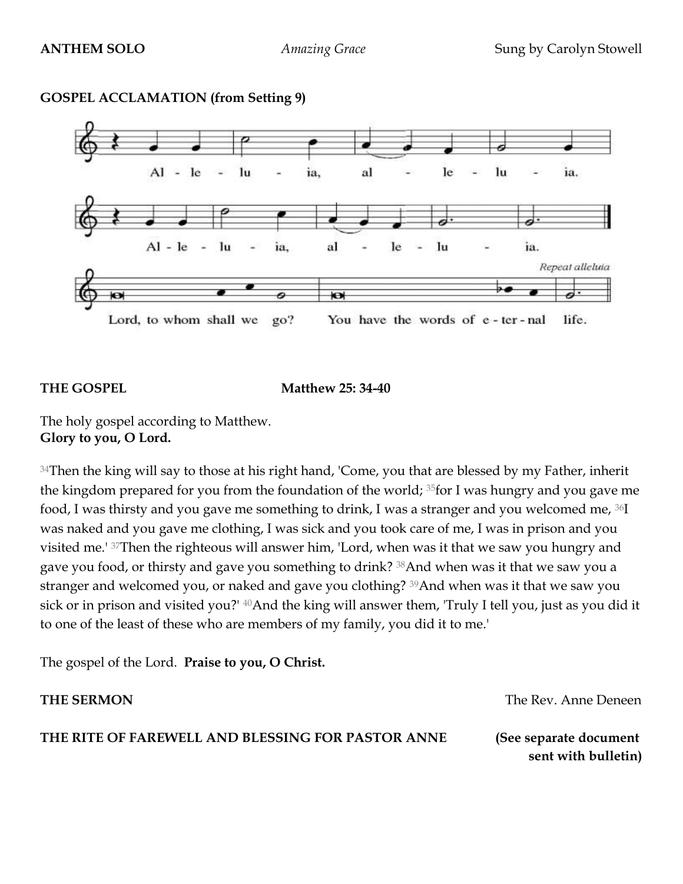**ANTHEM SOLO** *Amazing Grace* Sung by Carolyn Stowell

**GOSPEL ACCLAMATION (from Setting 9)**

Al - le - lu - ia, al - le - lu - ia.

Al - le - lu - ia, al - le - lu - ia.

*Repeat alleluia*

Lord, to whom shall we go? You have the words of e - ter - nal life.

**THE GOSPEL** **Matthew 25: 34-40**

The holy gospel according to Matthew.
**Glory to you, O Lord.**

[34]Then the king will say to those at his right hand, 'Come, you that are blessed by my Father, inherit the kingdom prepared for you from the foundation of the world; [35]for I was hungry and you gave me food, I was thirsty and you gave me something to drink, I was a stranger and you welcomed me, [36]I was naked and you gave me clothing, I was sick and you took care of me, I was in prison and you visited me.' [37]Then the righteous will answer him, 'Lord, when was it that we saw you hungry and gave you food, or thirsty and gave you something to drink? [38]And when was it that we saw you a stranger and welcomed you, or naked and gave you clothing? [39]And when was it that we saw you sick or in prison and visited you?' [40]And the king will answer them, 'Truly I tell you, just as you did it to one of the least of these who are members of my family, you did it to me.'

The gospel of the Lord. **Praise to you, O Christ.**

**THE SERMON** The Rev. Anne Deneen

**THE RITE OF FAREWELL AND BLESSING FOR PASTOR ANNE** **(See separate document sent with bulletin)**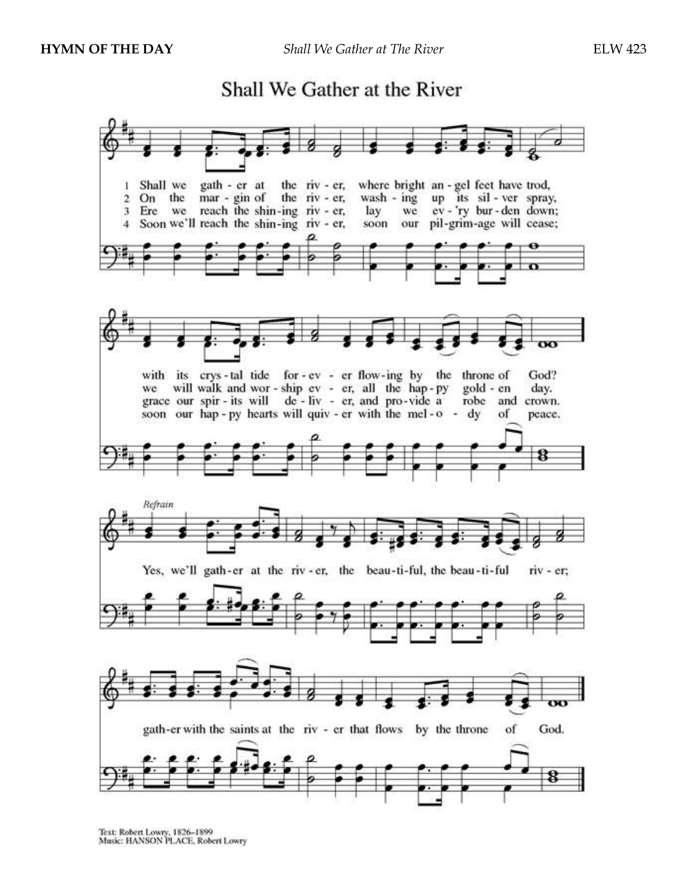**HYMN OF THE DAY** *Shall We Gather at The River* ELW 423

# Shall We Gather at the River

1 Shall we gather at the river, where bright angel feet have trod, with its crystal tide forever flowing by the throne of God?

2 On the margin of the river, washing up its silver spray, we will walk and worship ever, all the happy golden day.

3 Ere we reach the shining river, lay we every burden down; grace our spirits will deliver, and provide a robe and crown.

4 Soon we'll reach the shining river, soon our pilgrimage will cease; soon our happy hearts will quiver with the melody of peace.

*Refrain*

Yes, we'll gather at the river, the beautiful, the beautiful river; gather with the saints at the river that flows by the throne of God.

Text: Robert Lowry, 1826–1899
Music: HANSON PLACE, Robert Lowry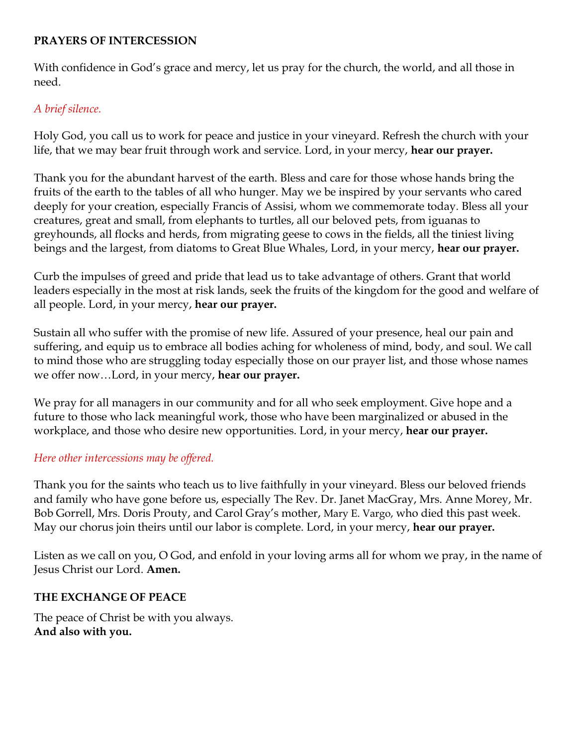**PRAYERS OF INTERCESSION**

With confidence in God's grace and mercy, let us pray for the church, the world, and all those in need.

*A brief silence.*

Holy God, you call us to work for peace and justice in your vineyard. Refresh the church with your life, that we may bear fruit through work and service. Lord, in your mercy, **hear our prayer.**

Thank you for the abundant harvest of the earth. Bless and care for those whose hands bring the fruits of the earth to the tables of all who hunger. May we be inspired by your servants who cared deeply for your creation, especially Francis of Assisi, whom we commemorate today. Bless all your creatures, great and small, from elephants to turtles, all our beloved pets, from iguanas to greyhounds, all flocks and herds, from migrating geese to cows in the fields, all the tiniest living beings and the largest, from diatoms to Great Blue Whales, Lord, in your mercy, **hear our prayer.**

Curb the impulses of greed and pride that lead us to take advantage of others. Grant that world leaders especially in the most at risk lands, seek the fruits of the kingdom for the good and welfare of all people. Lord, in your mercy, **hear our prayer.**

Sustain all who suffer with the promise of new life. Assured of your presence, heal our pain and suffering, and equip us to embrace all bodies aching for wholeness of mind, body, and soul. We call to mind those who are struggling today especially those on our prayer list, and those whose names we offer now…Lord, in your mercy, **hear our prayer.**

We pray for all managers in our community and for all who seek employment. Give hope and a future to those who lack meaningful work, those who have been marginalized or abused in the workplace, and those who desire new opportunities. Lord, in your mercy, **hear our prayer.**

*Here other intercessions may be offered.*

Thank you for the saints who teach us to live faithfully in your vineyard. Bless our beloved friends and family who have gone before us, especially The Rev. Dr. Janet MacGray, Mrs. Anne Morey, Mr. Bob Gorrell, Mrs. Doris Prouty, and Carol Gray's mother, Mary E. Vargo, who died this past week. May our chorus join theirs until our labor is complete. Lord, in your mercy, **hear our prayer.**

Listen as we call on you, O God, and enfold in your loving arms all for whom we pray, in the name of Jesus Christ our Lord. **Amen.**

**THE EXCHANGE OF PEACE**

The peace of Christ be with you always.
**And also with you.**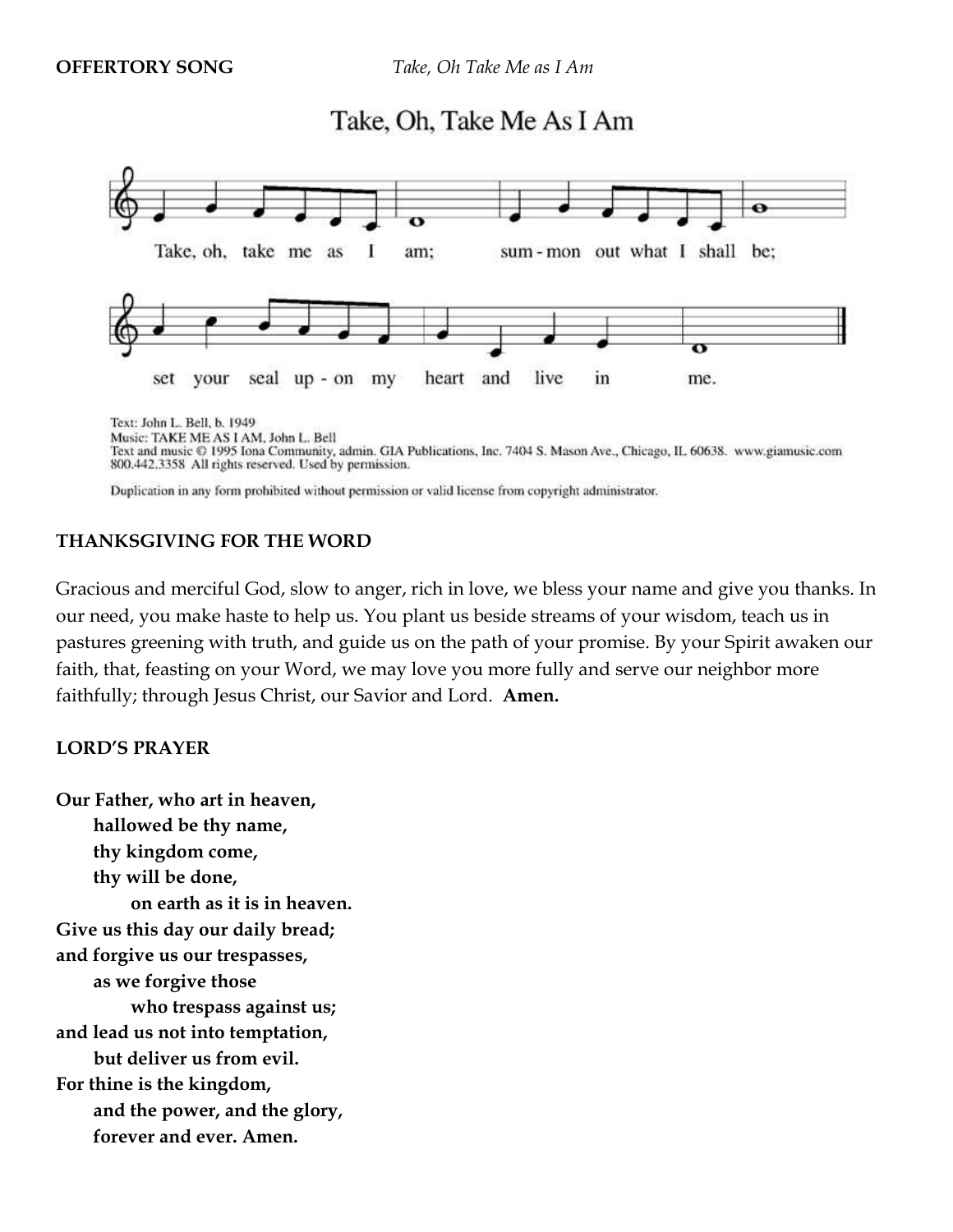**OFFERTORY SONG** *Take, Oh Take Me as I Am*

Take, Oh, Take Me As I Am

Take, oh, take me as I am; summon out what I shall be; set your seal upon my heart and live in me.

Text: John L. Bell, b. 1949
Music: TAKE ME AS I AM, John L. Bell
Text and music © 1995 Iona Community, admin. GIA Publications, Inc. 7404 S. Mason Ave., Chicago, IL 60638. www.giamusic.com 800.442.3358 All rights reserved. Used by permission.

Duplication in any form prohibited without permission or valid license from copyright administrator.

**THANKSGIVING FOR THE WORD**

Gracious and merciful God, slow to anger, rich in love, we bless your name and give you thanks. In our need, you make haste to help us. You plant us beside streams of your wisdom, teach us in pastures greening with truth, and guide us on the path of your promise. By your Spirit awaken our faith, that, feasting on your Word, we may love you more fully and serve our neighbor more faithfully; through Jesus Christ, our Savior and Lord. **Amen.**

**LORD'S PRAYER**

**Our Father, who art in heaven,**
**hallowed be thy name,**
**thy kingdom come,**
**thy will be done,**
**on earth as it is in heaven.**
**Give us this day our daily bread;**
**and forgive us our trespasses,**
**as we forgive those**
**who trespass against us;**
**and lead us not into temptation,**
**but deliver us from evil.**
**For thine is the kingdom,**
**and the power, and the glory,**
**forever and ever. Amen.**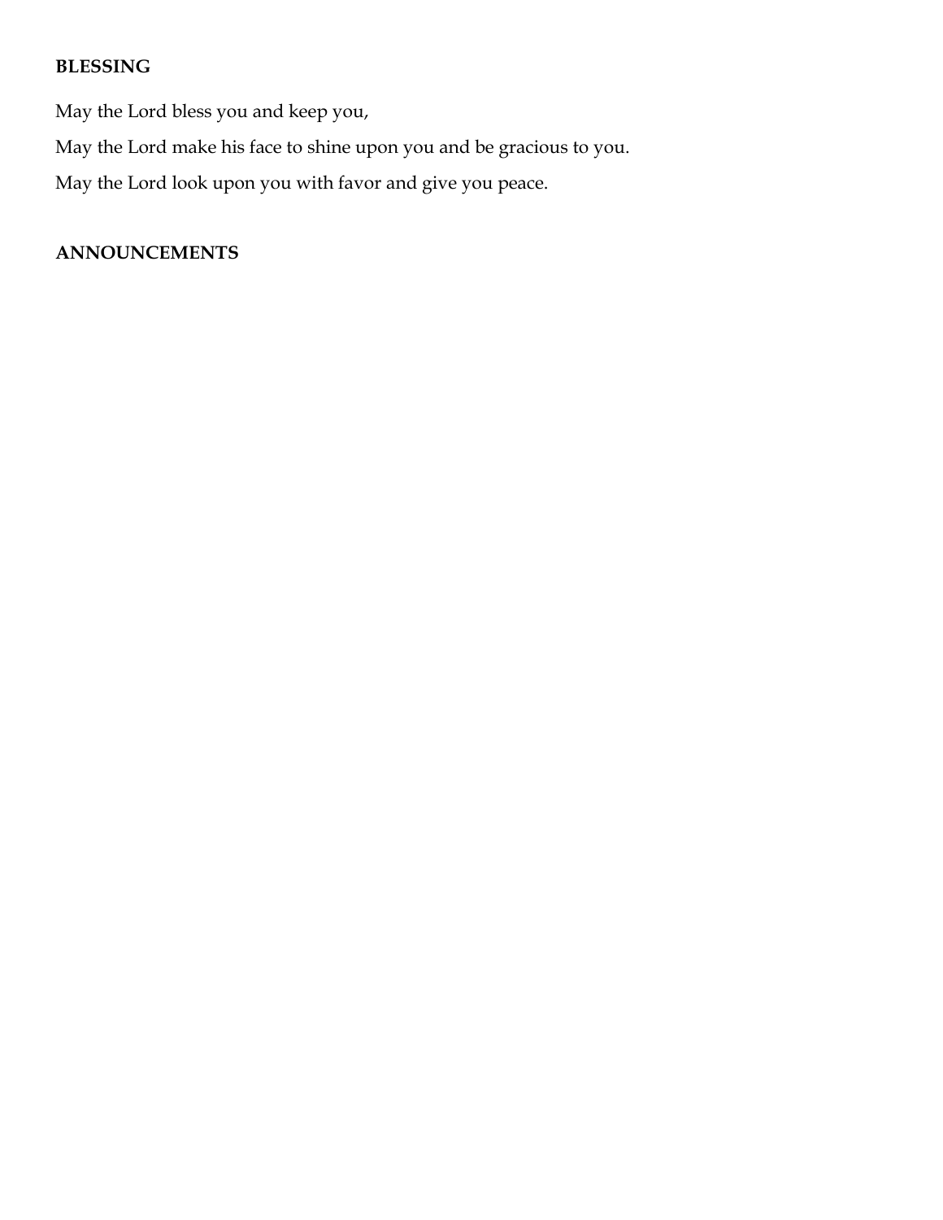**BLESSING**

May the Lord bless you and keep you,

May the Lord make his face to shine upon you and be gracious to you.

May the Lord look upon you with favor and give you peace.

**ANNOUNCEMENTS**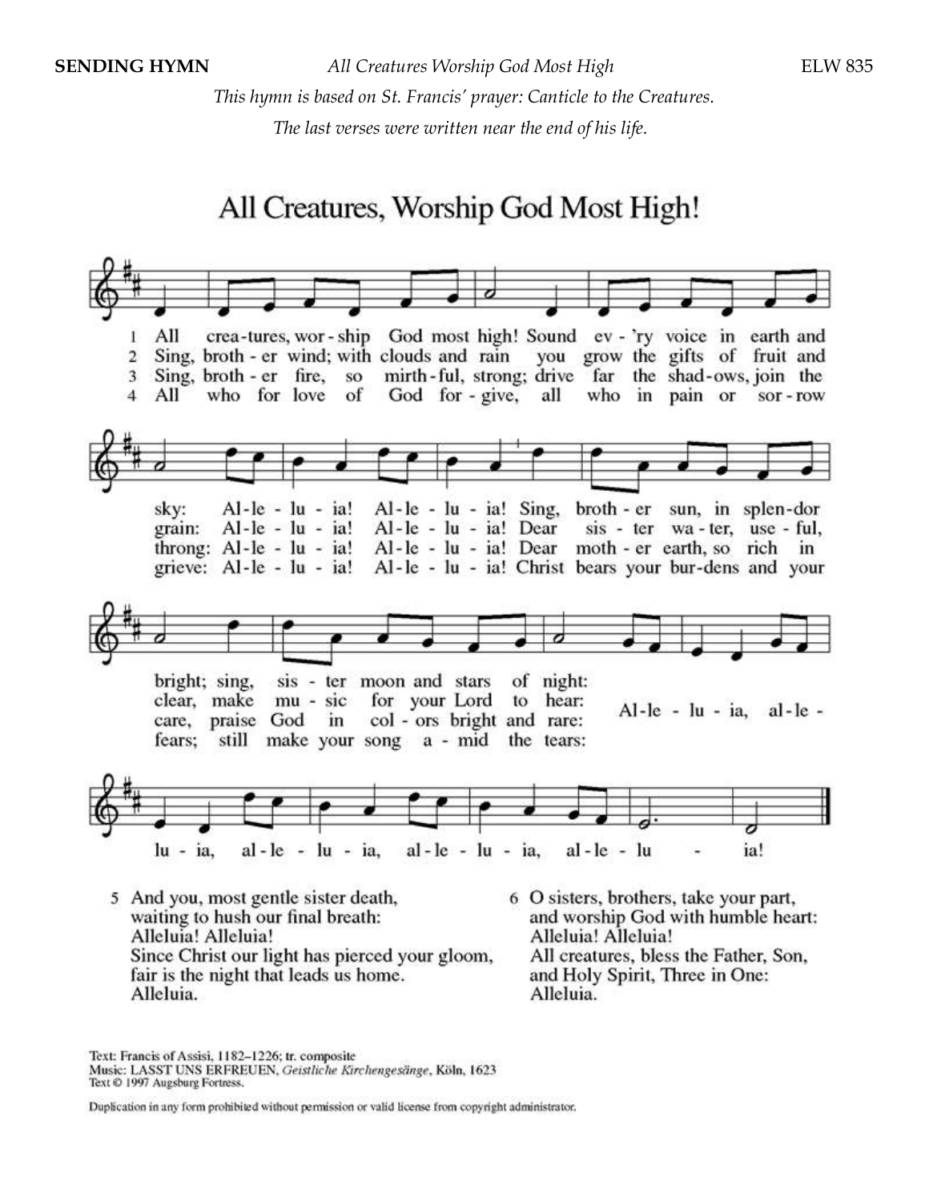**SENDING HYMN** *All Creatures Worship God Most High* ELW 835

*This hymn is based on St. Francis' prayer: Canticle to the Creatures.*
*The last verses were written near the end of his life.*

## All Creatures, Worship God Most High!

1 All creatures, worship God most high! Sound ev'ry voice in earth and sky: Alleluia! Alleluia! Sing, brother sun, in splendor bright; sing, sister moon and stars of night: Alleluia, alleluia, alleluia, alleluia, alleluia!

2 Sing, brother wind; with clouds and rain you grow the gifts of fruit and grain: Alleluia! Alleluia! Dear sister water, useful, clear, make music for your Lord to hear: Alleluia, alleluia, alleluia, alleluia, alleluia!

3 Sing, brother fire, so mirthful, strong; drive far the shadows, join the throng: Alleluia! Alleluia! Dear mother earth, so rich in care, praise God in colors bright and rare: Alleluia, alleluia, alleluia, alleluia, alleluia!

4 All who for love of God forgive, all who in pain or sorrow grieve: Alleluia! Alleluia! Christ bears your burdens and your fears; still make your song amid the tears: Alleluia, alleluia, alleluia, alleluia, alleluia!

5 And you, most gentle sister death,
waiting to hush our final breath:
Alleluia! Alleluia!
Since Christ our light has pierced your gloom,
fair is the night that leads us home.
Alleluia.

6 O sisters, brothers, take your part,
and worship God with humble heart:
Alleluia! Alleluia!
All creatures, bless the Father, Son,
and Holy Spirit, Three in One:
Alleluia.

Text: Francis of Assisi, 1182–1226; tr. composite
Music: LASST UNS ERFREUEN, *Geistliche Kirchengesänge*, Köln, 1623
Text © 1997 Augsburg Fortress.

Duplication in any form prohibited without permission or valid license from copyright administrator.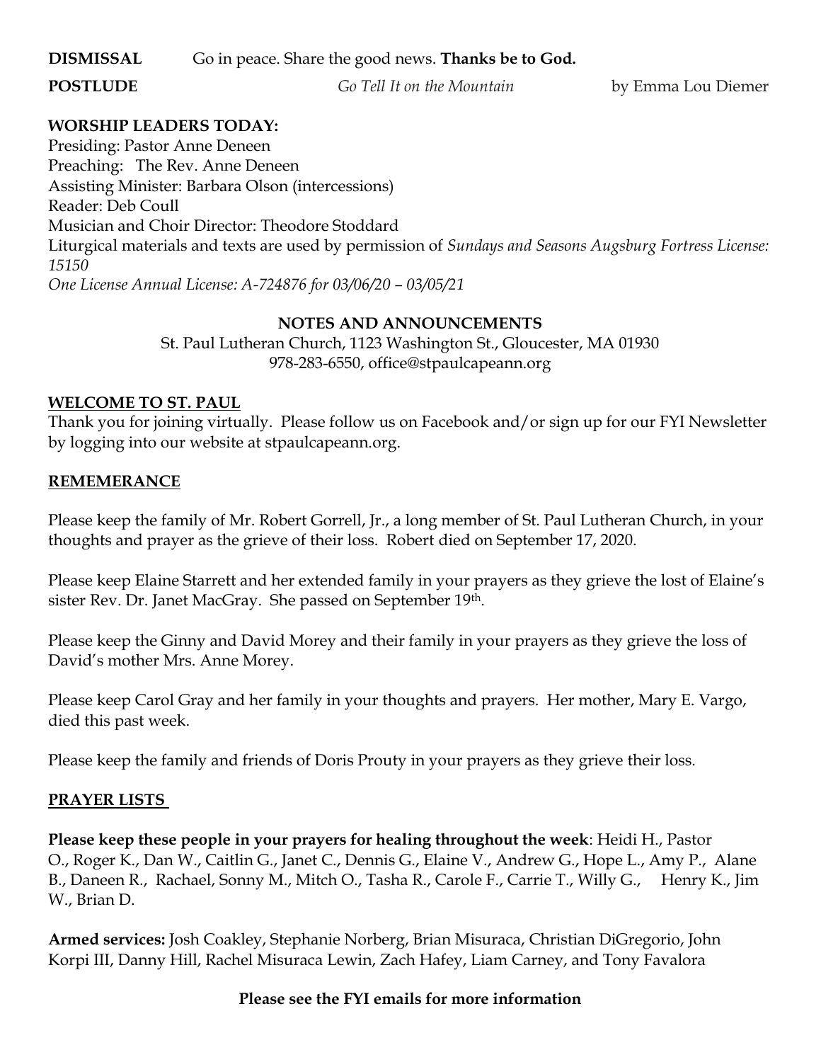**DISMISSAL** Go in peace. Share the good news. **Thanks be to God.**

**POSTLUDE** *Go Tell It on the Mountain* by Emma Lou Diemer

**WORSHIP LEADERS TODAY:**

Presiding: Pastor Anne Deneen
Preaching: The Rev. Anne Deneen
Assisting Minister: Barbara Olson (intercessions)
Reader: Deb Coull
Musician and Choir Director: Theodore Stoddard
Liturgical materials and texts are used by permission of *Sundays and Seasons Augsburg Fortress License: 15150*
*One License Annual License: A-724876 for 03/06/20 – 03/05/21*

## NOTES AND ANNOUNCEMENTS

St. Paul Lutheran Church, 1123 Washington St., Gloucester, MA 01930
978-283-6550, office@stpaulcapeann.org

### WELCOME TO ST. PAUL

Thank you for joining virtually. Please follow us on Facebook and/or sign up for our FYI Newsletter by logging into our website at stpaulcapeann.org.

### REMEMERANCE

Please keep the family of Mr. Robert Gorrell, Jr., a long member of St. Paul Lutheran Church, in your thoughts and prayer as the grieve of their loss. Robert died on September 17, 2020.

Please keep Elaine Starrett and her extended family in your prayers as they grieve the lost of Elaine's sister Rev. Dr. Janet MacGray. She passed on September 19th.

Please keep the Ginny and David Morey and their family in your prayers as they grieve the loss of David's mother Mrs. Anne Morey.

Please keep Carol Gray and her family in your thoughts and prayers. Her mother, Mary E. Vargo, died this past week.

Please keep the family and friends of Doris Prouty in your prayers as they grieve their loss.

### PRAYER LISTS

**Please keep these people in your prayers for healing throughout the week**: Heidi H., Pastor O., Roger K., Dan W., Caitlin G., Janet C., Dennis G., Elaine V., Andrew G., Hope L., Amy P., Alane B., Daneen R., Rachael, Sonny M., Mitch O., Tasha R., Carole F., Carrie T., Willy G., Henry K., Jim W., Brian D.

**Armed services:** Josh Coakley, Stephanie Norberg, Brian Misuraca, Christian DiGregorio, John Korpi III, Danny Hill, Rachel Misuraca Lewin, Zach Hafey, Liam Carney, and Tony Favalora

**Please see the FYI emails for more information**